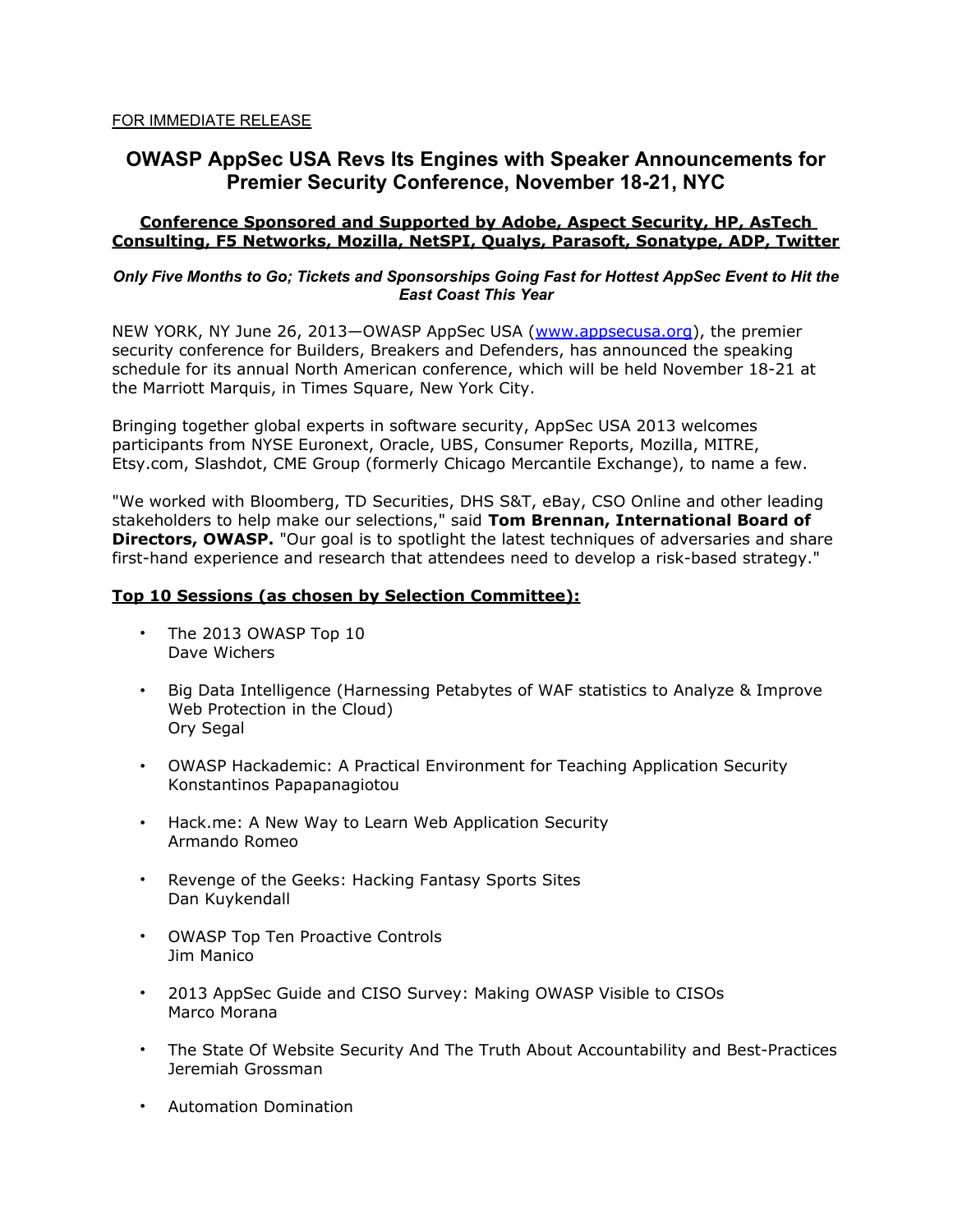FOR IMMEDIATE RELEASE

# OWASP AppSec USA Revs Its Engines with Speaker Announcements for Premier Security Conference, November 18-21, NYC

**Conference Sponsored and Supported by Adobe, Aspect Security, HP, AsTech Consulting, F5 Networks, Mozilla, NetSPI, Qualys, Parasoft, Sonatype, ADP, Twitter**

***Only Five Months to Go; Tickets and Sponsorships Going Fast for Hottest AppSec Event to Hit the East Coast This Year***

NEW YORK, NY June 26, 2013—OWASP AppSec USA (www.appsecusa.org), the premier security conference for Builders, Breakers and Defenders, has announced the speaking schedule for its annual North American conference, which will be held November 18-21 at the Marriott Marquis, in Times Square, New York City.

Bringing together global experts in software security, AppSec USA 2013 welcomes participants from NYSE Euronext, Oracle, UBS, Consumer Reports, Mozilla, MITRE, Etsy.com, Slashdot, CME Group (formerly Chicago Mercantile Exchange), to name a few.

"We worked with Bloomberg, TD Securities, DHS S&T, eBay, CSO Online and other leading stakeholders to help make our selections," said **Tom Brennan, International Board of Directors, OWASP.** "Our goal is to spotlight the latest techniques of adversaries and share first-hand experience and research that attendees need to develop a risk-based strategy."

**Top 10 Sessions (as chosen by Selection Committee):**

- The 2013 OWASP Top 10  
  Dave Wichers

- Big Data Intelligence (Harnessing Petabytes of WAF statistics to Analyze & Improve Web Protection in the Cloud)  
  Ory Segal

- OWASP Hackademic: A Practical Environment for Teaching Application Security  
  Konstantinos Papapanagiotou

- Hack.me: A New Way to Learn Web Application Security  
  Armando Romeo

- Revenge of the Geeks: Hacking Fantasy Sports Sites  
  Dan Kuykendall

- OWASP Top Ten Proactive Controls  
  Jim Manico

- 2013 AppSec Guide and CISO Survey: Making OWASP Visible to CISOs  
  Marco Morana

- The State Of Website Security And The Truth About Accountability and Best-Practices  
  Jeremiah Grossman

- Automation Domination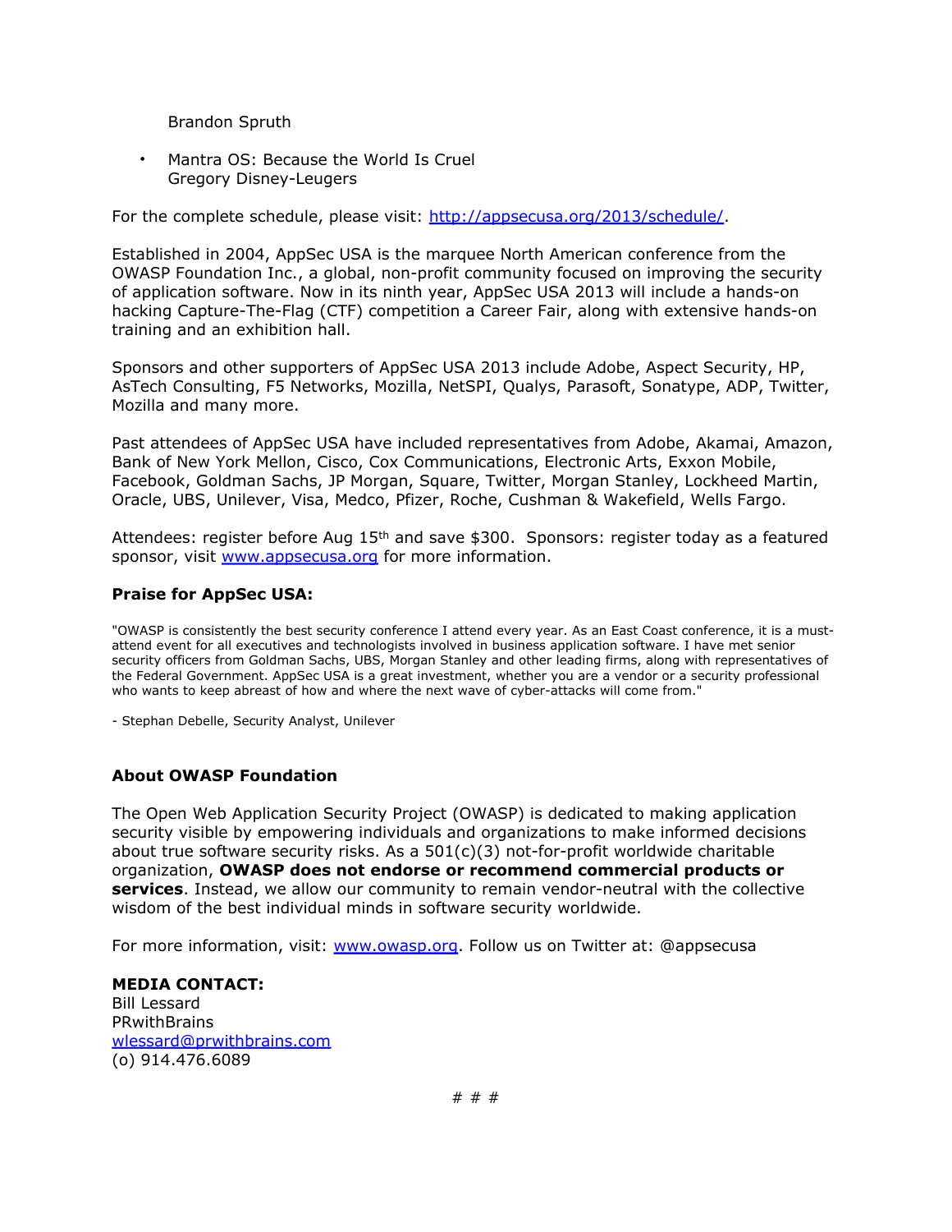Brandon Spruth

- Mantra OS: Because the World Is Cruel
  Gregory Disney-Leugers

For the complete schedule, please visit: http://appsecusa.org/2013/schedule/.

Established in 2004, AppSec USA is the marquee North American conference from the OWASP Foundation Inc., a global, non-profit community focused on improving the security of application software. Now in its ninth year, AppSec USA 2013 will include a hands-on hacking Capture-The-Flag (CTF) competition a Career Fair, along with extensive hands-on training and an exhibition hall.

Sponsors and other supporters of AppSec USA 2013 include Adobe, Aspect Security, HP, AsTech Consulting, F5 Networks, Mozilla, NetSPI, Qualys, Parasoft, Sonatype, ADP, Twitter, Mozilla and many more.

Past attendees of AppSec USA have included representatives from Adobe, Akamai, Amazon, Bank of New York Mellon, Cisco, Cox Communications, Electronic Arts, Exxon Mobile, Facebook, Goldman Sachs, JP Morgan, Square, Twitter, Morgan Stanley, Lockheed Martin, Oracle, UBS, Unilever, Visa, Medco, Pfizer, Roche, Cushman & Wakefield, Wells Fargo.

Attendees: register before Aug 15th and save $300. Sponsors: register today as a featured sponsor, visit www.appsecusa.org for more information.

**Praise for AppSec USA:**

"OWASP is consistently the best security conference I attend every year. As an East Coast conference, it is a must-attend event for all executives and technologists involved in business application software. I have met senior security officers from Goldman Sachs, UBS, Morgan Stanley and other leading firms, along with representatives of the Federal Government. AppSec USA is a great investment, whether you are a vendor or a security professional who wants to keep abreast of how and where the next wave of cyber-attacks will come from."

- Stephan Debelle, Security Analyst, Unilever

**About OWASP Foundation**

The Open Web Application Security Project (OWASP) is dedicated to making application security visible by empowering individuals and organizations to make informed decisions about true software security risks. As a 501(c)(3) not-for-profit worldwide charitable organization, **OWASP does not endorse or recommend commercial products or services**. Instead, we allow our community to remain vendor-neutral with the collective wisdom of the best individual minds in software security worldwide.

For more information, visit: www.owasp.org. Follow us on Twitter at: @appsecusa

**MEDIA CONTACT:**
Bill Lessard
PRwithBrains
wlessard@prwithbrains.com
(o) 914.476.6089

# # #